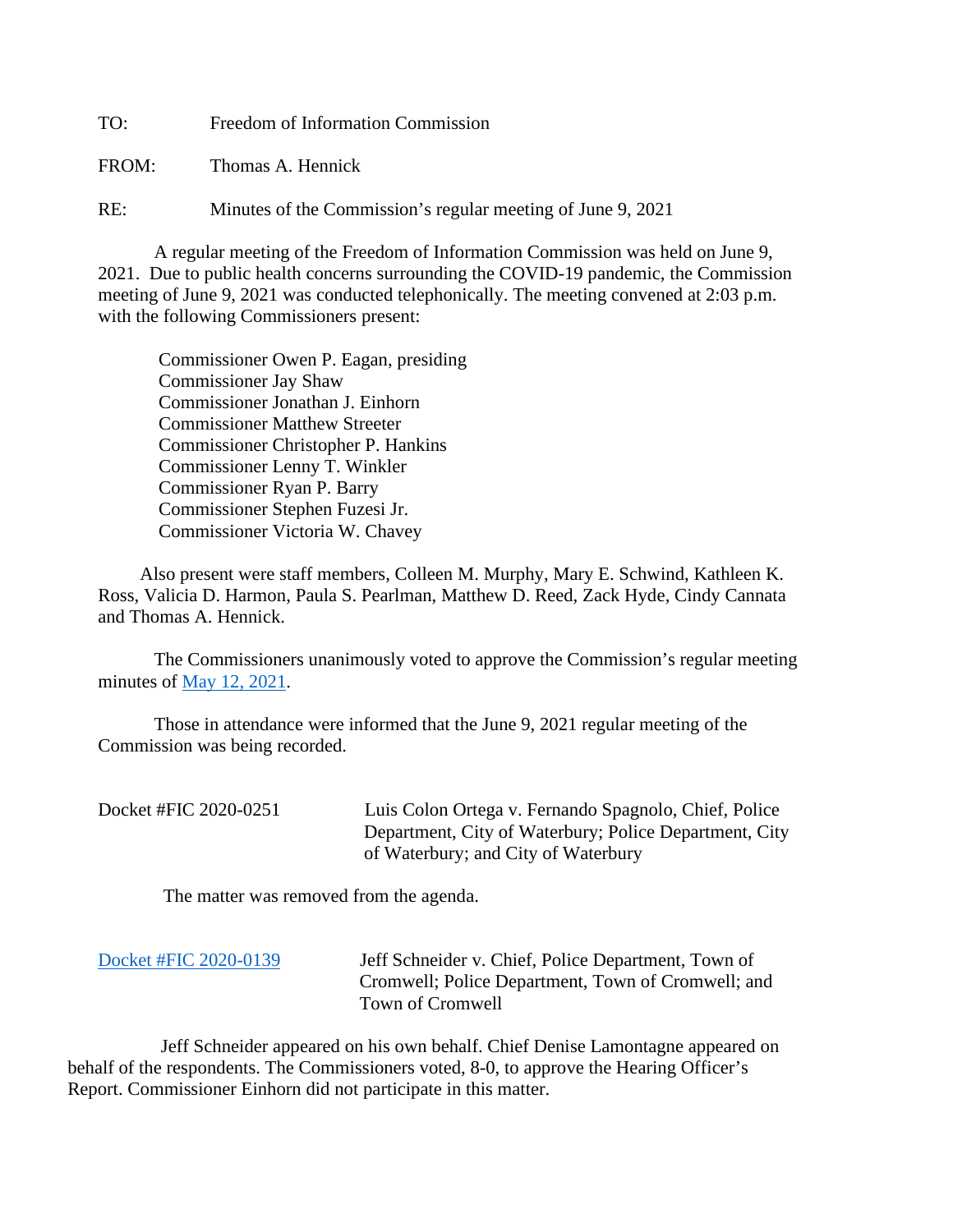TO: Freedom of Information Commission

FROM: Thomas A. Hennick

RE: Minutes of the Commission's regular meeting of June 9, 2021

A regular meeting of the Freedom of Information Commission was held on June 9, 2021. Due to public health concerns surrounding the COVID-19 pandemic, the Commission meeting of June 9, 2021 was conducted telephonically. The meeting convened at 2:03 p.m. with the following Commissioners present:

Commissioner Owen P. Eagan, presiding
Commissioner Jay Shaw
Commissioner Jonathan J. Einhorn
Commissioner Matthew Streeter
Commissioner Christopher P. Hankins
Commissioner Lenny T. Winkler
Commissioner Ryan P. Barry
Commissioner Stephen Fuzesi Jr.
Commissioner Victoria W. Chavey

Also present were staff members, Colleen M. Murphy, Mary E. Schwind, Kathleen K. Ross, Valicia D. Harmon, Paula S. Pearlman, Matthew D. Reed, Zack Hyde, Cindy Cannata and Thomas A. Hennick.

The Commissioners unanimously voted to approve the Commission's regular meeting minutes of May 12, 2021.

Those in attendance were informed that the June 9, 2021 regular meeting of the Commission was being recorded.

Docket #FIC 2020-0251 — Luis Colon Ortega v. Fernando Spagnolo, Chief, Police Department, City of Waterbury; Police Department, City of Waterbury; and City of Waterbury

The matter was removed from the agenda.

Docket #FIC 2020-0139 — Jeff Schneider v. Chief, Police Department, Town of Cromwell; Police Department, Town of Cromwell; and Town of Cromwell

Jeff Schneider appeared on his own behalf. Chief Denise Lamontagne appeared on behalf of the respondents. The Commissioners voted, 8-0, to approve the Hearing Officer's Report. Commissioner Einhorn did not participate in this matter.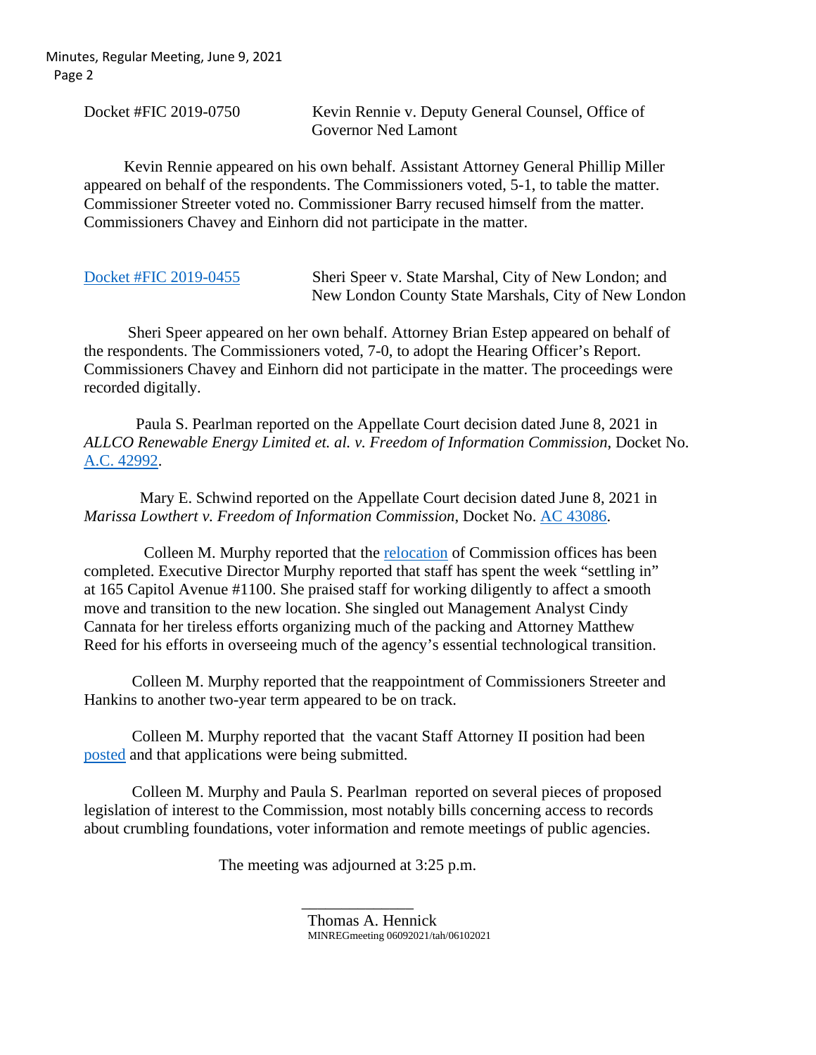Docket #FIC 2019-0750 Kevin Rennie v. Deputy General Counsel, Office of Governor Ned Lamont

Kevin Rennie appeared on his own behalf. Assistant Attorney General Phillip Miller appeared on behalf of the respondents. The Commissioners voted, 5-1, to table the matter. Commissioner Streeter voted no. Commissioner Barry recused himself from the matter. Commissioners Chavey and Einhorn did not participate in the matter.

Docket #FIC 2019-0455 Sheri Speer v. State Marshal, City of New London; and New London County State Marshals, City of New London

Sheri Speer appeared on her own behalf. Attorney Brian Estep appeared on behalf of the respondents. The Commissioners voted, 7-0, to adopt the Hearing Officer's Report. Commissioners Chavey and Einhorn did not participate in the matter. The proceedings were recorded digitally.

Paula S. Pearlman reported on the Appellate Court decision dated June 8, 2021 in *ALLCO Renewable Energy Limited et. al. v. Freedom of Information Commission*, Docket No. A.C. 42992.

Mary E. Schwind reported on the Appellate Court decision dated June 8, 2021 in *Marissa Lowthert v. Freedom of Information Commission*, Docket No. AC 43086.

Colleen M. Murphy reported that the relocation of Commission offices has been completed. Executive Director Murphy reported that staff has spent the week "settling in" at 165 Capitol Avenue #1100. She praised staff for working diligently to affect a smooth move and transition to the new location. She singled out Management Analyst Cindy Cannata for her tireless efforts organizing much of the packing and Attorney Matthew Reed for his efforts in overseeing much of the agency's essential technological transition.

Colleen M. Murphy reported that the reappointment of Commissioners Streeter and Hankins to another two-year term appeared to be on track.

Colleen M. Murphy reported that the vacant Staff Attorney II position had been posted and that applications were being submitted.

Colleen M. Murphy and Paula S. Pearlman reported on several pieces of proposed legislation of interest to the Commission, most notably bills concerning access to records about crumbling foundations, voter information and remote meetings of public agencies.

The meeting was adjourned at 3:25 p.m.

\_\_\_\_\_\_\_\_\_\_\_\_\_\_

Thomas A. Hennick

MINREGmeeting 06092021/tah/06102021